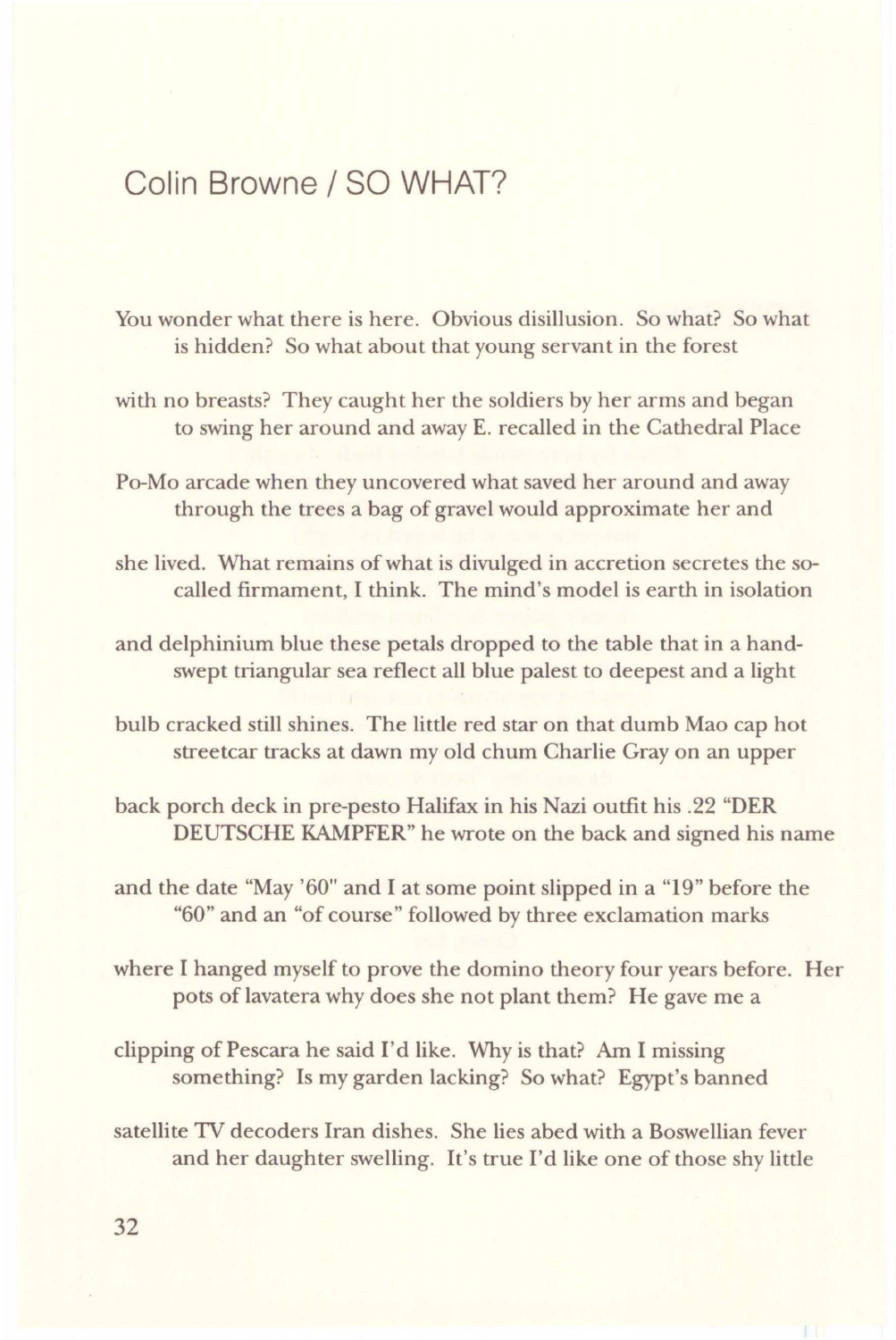# Colin Browne / SO WHAT?

You wonder what there is here. Obvious disillusion. So what? So what
is hidden? So what about that young servant in the forest

with no breasts? They caught her the soldiers by her arms and began
to swing her around and away E. recalled in the Cathedral Place

Po-Mo arcade when they uncovered what saved her around and away
through the trees a bag of gravel would approximate her and

she lived. What remains of what is divulged in accretion secretes the so-
called firmament, I think. The mind's model is earth in isolation

and delphinium blue these petals dropped to the table that in a hand-
swept triangular sea reflect all blue palest to deepest and a light

bulb cracked still shines. The little red star on that dumb Mao cap hot
streetcar tracks at dawn my old chum Charlie Gray on an upper

back porch deck in pre-pesto Halifax in his Nazi outfit his .22 "DER
DEUTSCHE KAMPFER" he wrote on the back and signed his name

and the date "May '60" and I at some point slipped in a "19" before the
"60" and an "of course" followed by three exclamation marks

where I hanged myself to prove the domino theory four years before. Her
pots of lavatera why does she not plant them? He gave me a

clipping of Pescara he said I'd like. Why is that? Am I missing
something? Is my garden lacking? So what? Egypt's banned

satellite TV decoders Iran dishes. She lies abed with a Boswellian fever
and her daughter swelling. It's true I'd like one of those shy little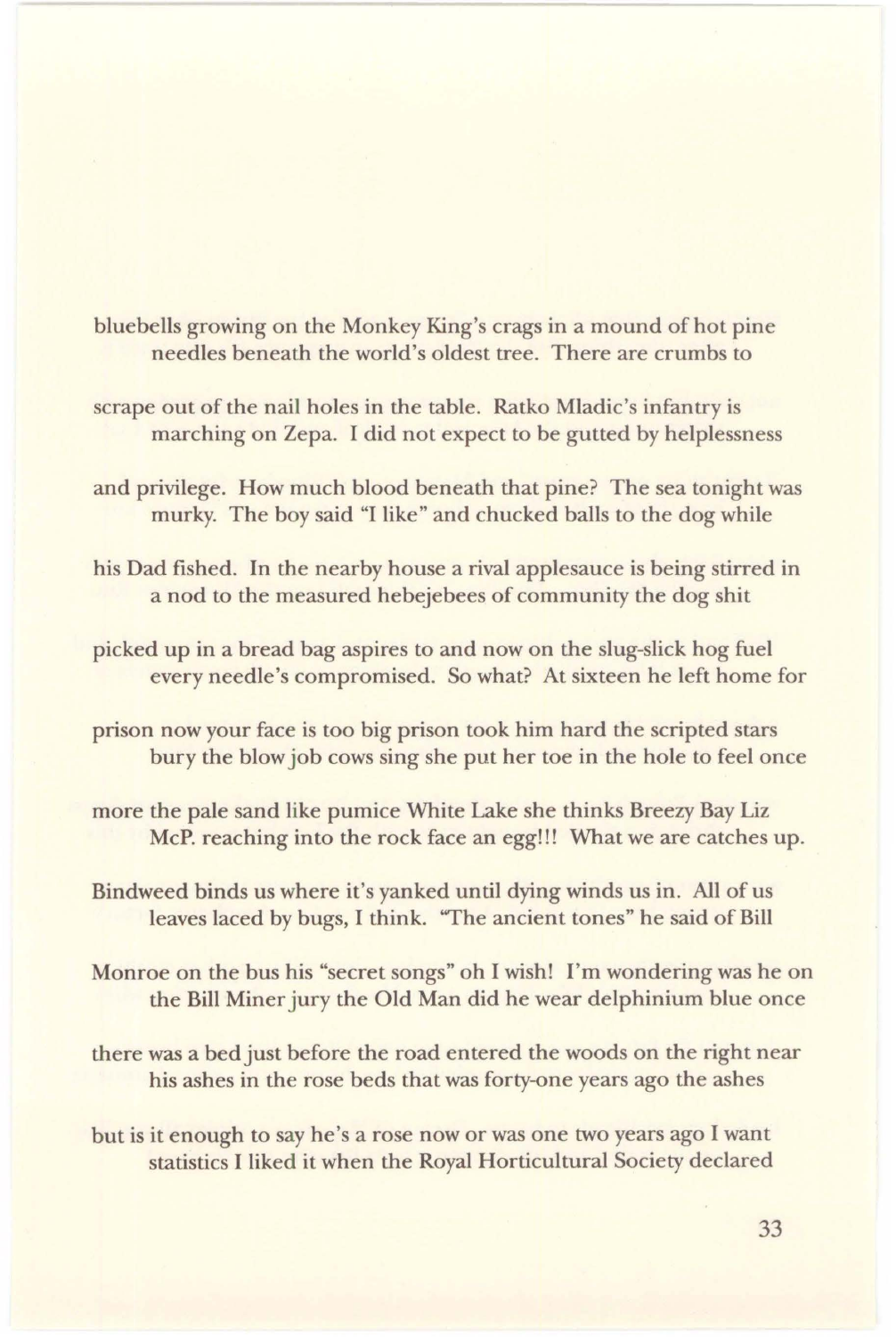bluebells growing on the Monkey King's crags in a mound of hot pine
    needles beneath the world's oldest tree. There are crumbs to

scrape out of the nail holes in the table. Ratko Mladic's infantry is
    marching on Zepa. I did not expect to be gutted by helplessness

and privilege. How much blood beneath that pine? The sea tonight was
    murky. The boy said "I like" and chucked balls to the dog while

his Dad fished. In the nearby house a rival applesauce is being stirred in
    a nod to the measured hebejebees of community the dog shit

picked up in a bread bag aspires to and now on the slug-slick hog fuel
    every needle's compromised. So what? At sixteen he left home for

prison now your face is too big prison took him hard the scripted stars
    bury the blow job cows sing she put her toe in the hole to feel once

more the pale sand like pumice White Lake she thinks Breezy Bay Liz
    McP. reaching into the rock face an egg!!! What we are catches up.

Bindweed binds us where it's yanked until dying winds us in. All of us
    leaves laced by bugs, I think. "The ancient tones" he said of Bill

Monroe on the bus his "secret songs" oh I wish! I'm wondering was he on
    the Bill Miner jury the Old Man did he wear delphinium blue once

there was a bed just before the road entered the woods on the right near
    his ashes in the rose beds that was forty-one years ago the ashes

but is it enough to say he's a rose now or was one two years ago I want
    statistics I liked it when the Royal Horticultural Society declared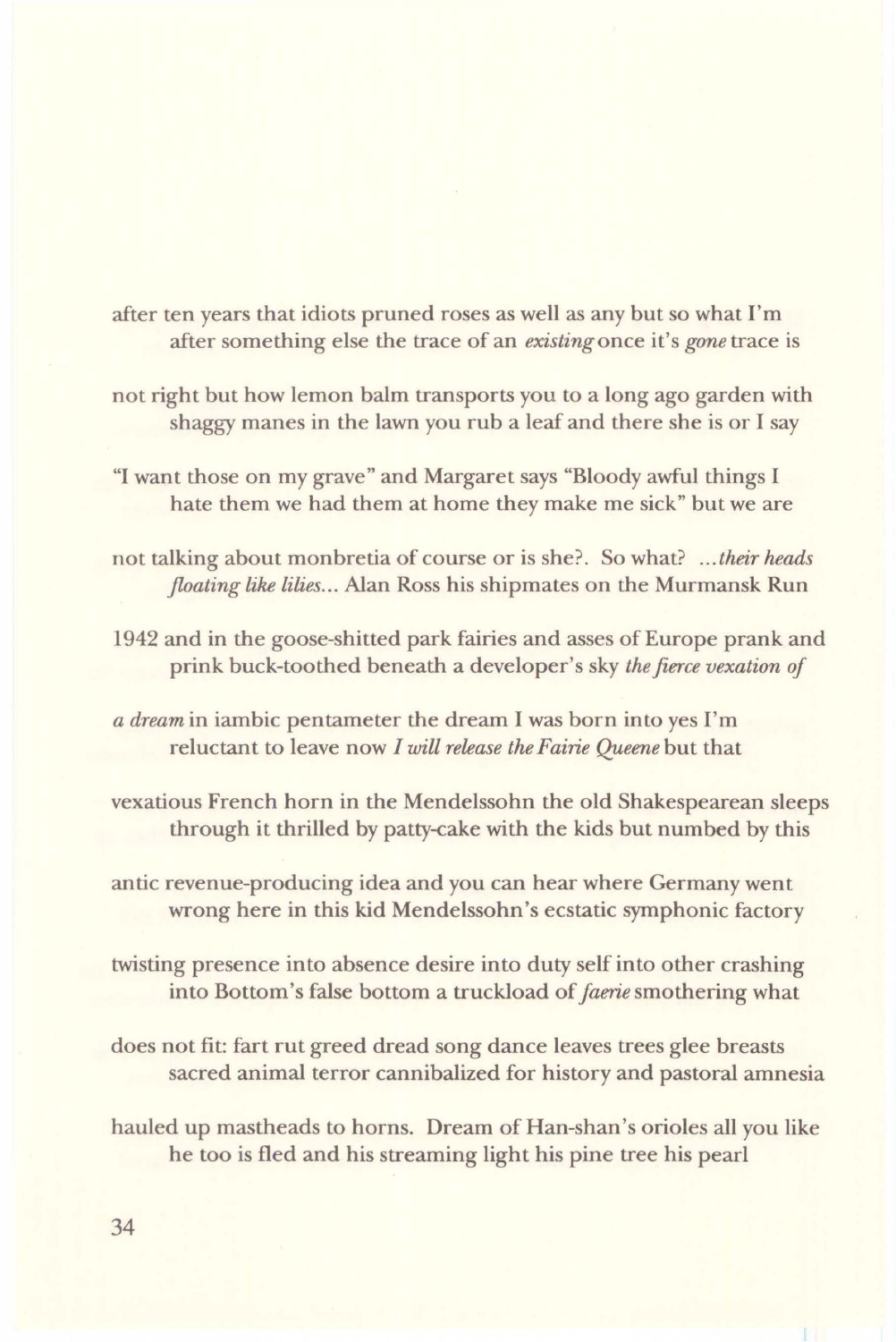after ten years that idiots pruned roses as well as any but so what I'm
after something else the trace of an *existing* once it's *gone* trace is

not right but how lemon balm transports you to a long ago garden with
shaggy manes in the lawn you rub a leaf and there she is or I say

"I want those on my grave" and Margaret says "Bloody awful things I
hate them we had them at home they make me sick" but we are

not talking about monbretia of course or is she?. So what? *...their heads
floating like lilies...* Alan Ross his shipmates on the Murmansk Run

1942 and in the goose-shitted park fairies and asses of Europe prank and
prink buck-toothed beneath a developer's sky *the fierce vexation of*

*a dream* in iambic pentameter the dream I was born into yes I'm
reluctant to leave now *I will release the Fairie Queene* but that

vexatious French horn in the Mendelssohn the old Shakespearean sleeps
through it thrilled by patty-cake with the kids but numbed by this

antic revenue-producing idea and you can hear where Germany went
wrong here in this kid Mendelssohn's ecstatic symphonic factory

twisting presence into absence desire into duty self into other crashing
into Bottom's false bottom a truckload of *faerie* smothering what

does not fit: fart rut greed dread song dance leaves trees glee breasts
sacred animal terror cannibalized for history and pastoral amnesia

hauled up mastheads to horns. Dream of Han-shan's orioles all you like
he too is fled and his streaming light his pine tree his pearl